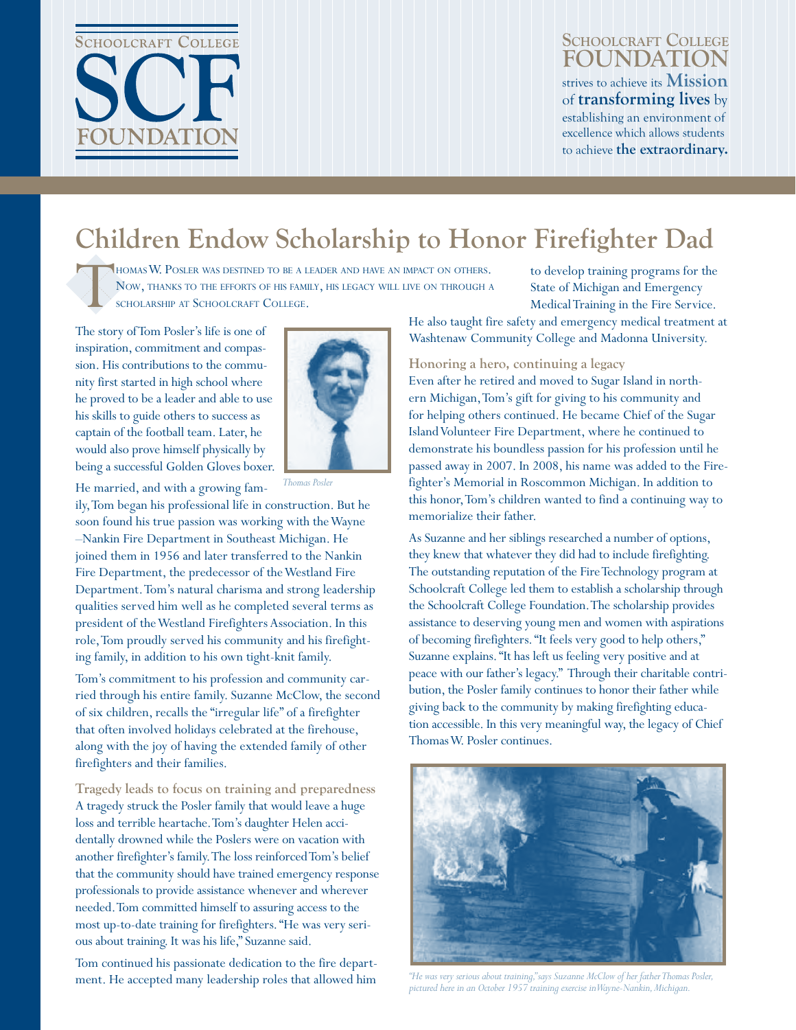SCHOOLCRAFT COLLEGE

SCF

FOUNDATION

SCHOOLCRAFT COLLEGE FOUNDATION strives to achieve its **Mission** of **transforming lives** by establishing an environment of excellence which allows students to achieve **the extraordinary.**

# Children Endow Scholarship to Honor Firefighter Dad

THOMAS W. POSLER WAS DESTINED TO BE A LEADER AND HAVE AN IMPACT ON OTHERS. NOW, THANKS TO THE EFFORTS OF HIS FAMILY, HIS LEGACY WILL LIVE ON THROUGH A SCHOLARSHIP AT SCHOOLCRAFT COLLEGE.

The story of Tom Posler's life is one of inspiration, commitment and compassion. His contributions to the community first started in high school where he proved to be a leader and able to use his skills to guide others to success as captain of the football team. Later, he would also prove himself physically by being a successful Golden Gloves boxer.

*Thomas Posler*

He married, and with a growing family, Tom began his professional life in construction. But he soon found his true passion was working with the Wayne–Nankin Fire Department in Southeast Michigan. He joined them in 1956 and later transferred to the Nankin Fire Department, the predecessor of the Westland Fire Department. Tom's natural charisma and strong leadership qualities served him well as he completed several terms as president of the Westland Firefighters Association. In this role, Tom proudly served his community and his firefighting family, in addition to his own tight-knit family.

Tom's commitment to his profession and community carried through his entire family. Suzanne McClow, the second of six children, recalls the "irregular life" of a firefighter that often involved holidays celebrated at the firehouse, along with the joy of having the extended family of other firefighters and their families.

### Tragedy leads to focus on training and preparedness

A tragedy struck the Posler family that would leave a huge loss and terrible heartache. Tom's daughter Helen accidentally drowned while the Poslers were on vacation with another firefighter's family. The loss reinforced Tom's belief that the community should have trained emergency response professionals to provide assistance whenever and wherever needed. Tom committed himself to assuring access to the most up-to-date training for firefighters. "He was very serious about training. It was his life," Suzanne said.

Tom continued his passionate dedication to the fire department. He accepted many leadership roles that allowed him to develop training programs for the State of Michigan and Emergency Medical Training in the Fire Service. He also taught fire safety and emergency medical treatment at Washtenaw Community College and Madonna University.

### Honoring a hero, continuing a legacy

Even after he retired and moved to Sugar Island in northern Michigan, Tom's gift for giving to his community and for helping others continued. He became Chief of the Sugar Island Volunteer Fire Department, where he continued to demonstrate his boundless passion for his profession until he passed away in 2007. In 2008, his name was added to the Firefighter's Memorial in Roscommon Michigan. In addition to this honor, Tom's children wanted to find a continuing way to memorialize their father.

As Suzanne and her siblings researched a number of options, they knew that whatever they did had to include firefighting. The outstanding reputation of the Fire Technology program at Schoolcraft College led them to establish a scholarship through the Schoolcraft College Foundation. The scholarship provides assistance to deserving young men and women with aspirations of becoming firefighters. "It feels very good to help others," Suzanne explains. "It has left us feeling very positive and at peace with our father's legacy." Through their charitable contribution, the Posler family continues to honor their father while giving back to the community by making firefighting education accessible. In this very meaningful way, the legacy of Chief Thomas W. Posler continues.

*"He was very serious about training," says Suzanne McClow of her father Thomas Posler, pictured here in an October 1957 training exercise in Wayne-Nankin, Michigan.*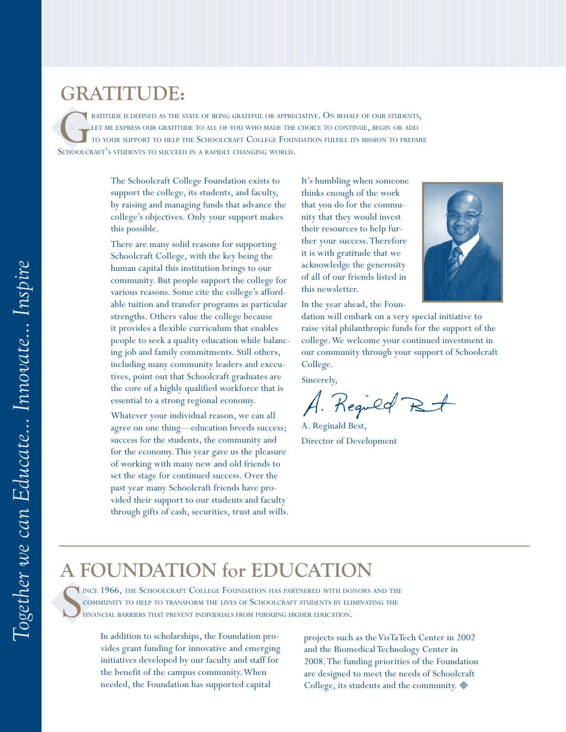# GRATITUDE:

Gratitude is defined as the state of being grateful or appreciative. On behalf of our students, let me express our gratitude to all of you who made the choice to continue, begin or add to your support to help the Schoolcraft College Foundation fulfill its mission to prepare Schoolcraft's students to succeed in a rapidly changing world.

The Schoolcraft College Foundation exists to support the college, its students, and faculty, by raising and managing funds that advance the college's objectives. Only your support makes this possible.

There are many solid reasons for supporting Schoolcraft College, with the key being the human capital this institution brings to our community. But people support the college for various reasons. Some cite the college's affordable tuition and transfer programs as particular strengths. Others value the college because it provides a flexible curriculum that enables people to seek a quality education while balancing job and family commitments. Still others, including many community leaders and executives, point out that Schoolcraft graduates are the core of a highly qualified workforce that is essential to a strong regional economy.

Whatever your individual reason, we can all agree on one thing—education breeds success; success for the students, the community and for the economy. This year gave us the pleasure of working with many new and old friends to set the stage for continued success. Over the past year many Schoolcraft friends have provided their support to our students and faculty through gifts of cash, securities, trust and wills.

It's humbling when someone thinks enough of the work that you do for the community that they would invest their resources to help further your success. Therefore it is with gratitude that we acknowledge the generosity of all of our friends listed in this newsletter.

In the year ahead, the Foundation will embark on a very special initiative to raise vital philanthropic funds for the support of the college. We welcome your continued investment in our community through your support of Schoolcraft College.

Sincerely,

A. Reginald Best,

Director of Development

# A FOUNDATION for EDUCATION

Since 1966, the Schoolcraft College Foundation has partnered with donors and the community to help to transform the lives of Schoolcraft students by eliminating the financial barriers that prevent individuals from pursuing higher education.

In addition to scholarships, the Foundation provides grant funding for innovative and emerging initiatives developed by our faculty and staff for the benefit of the campus community. When needed, the Foundation has supported capital projects such as the VisTaTech Center in 2002 and the Biomedical Technology Center in 2008. The funding priorities of the Foundation are designed to meet the needs of Schoolcraft College, its students and the community.

*Together we can Educate... Innovate... Inspire*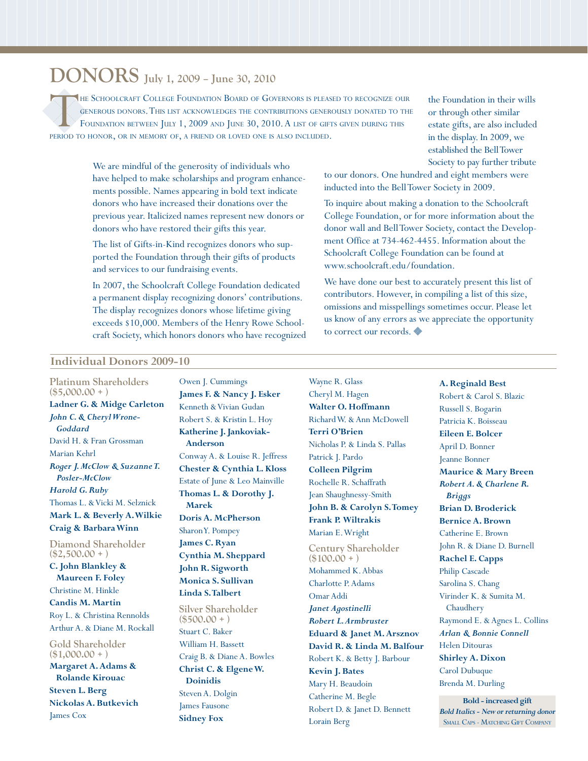# DONORS July 1, 2009 – June 30, 2010

The Schoolcraft College Foundation Board of Governors is pleased to recognize our generous donors. This list acknowledges the contributions generously donated to the Foundation between July 1, 2009 and June 30, 2010. A list of gifts given during this period to honor, or in memory of, a friend or loved one is also included.

We are mindful of the generosity of individuals who have helped to make scholarships and program enhancements possible. Names appearing in bold text indicate donors who have increased their donations over the previous year. Italicized names represent new donors or donors who have restored their gifts this year.

The list of Gifts-in-Kind recognizes donors who supported the Foundation through their gifts of products and services to our fundraising events.

In 2007, the Schoolcraft College Foundation dedicated a permanent display recognizing donors' contributions. The display recognizes donors whose lifetime giving exceeds $10,000. Members of the Henry Rowe Schoolcraft Society, which honors donors who have recognized the Foundation in their wills or through other similar estate gifts, are also included in the display. In 2009, we established the Bell Tower Society to pay further tribute to our donors. One hundred and eight members were inducted into the Bell Tower Society in 2009.

To inquire about making a donation to the Schoolcraft College Foundation, or for more information about the donor wall and Bell Tower Society, contact the Development Office at 734-462-4455. Information about the Schoolcraft College Foundation can be found at www.schoolcraft.edu/foundation.

We have done our best to accurately present this list of contributors. However, in compiling a list of this size, omissions and misspellings sometimes occur. Please let us know of any errors as we appreciate the opportunity to correct our records.

## Individual Donors 2009-10

### Platinum Shareholders ($5,000.00 + )

**Ladner G. & Midge Carleton**
***John C. & Cheryl Wrone-Goddard***
David H. & Fran Grossman
Marian Kehrl
***Roger J. McClow & Suzanne T. Posler-McClow***
***Harold G. Ruby***
Thomas L. & Vicki M. Selznick
**Mark L. & Beverly A. Wilkie**
**Craig & Barbara Winn**

### Diamond Shareholder ($2,500.00 + )

**C. John Blankley & Maureen F. Foley**
Christine M. Hinkle
**Candis M. Martin**
Roy L. & Christina Rennolds
Arthur A. & Diane M. Rockall

### Gold Shareholder ($1,000.00 + )

**Margaret A. Adams & Rolande Kirouac**
**Steven L. Berg**
**Nickolas A. Butkevich**
James Cox
Owen J. Cummings
**James F. & Nancy J. Esker**
Kenneth & Vivian Gudan
Robert S. & Kristin L. Hoy
**Katherine J. Jankoviak-Anderson**
Conway A. & Louise R. Jeffress
**Chester & Cynthia L. Kloss**
Estate of June & Leo Mainville
**Thomas L. & Dorothy J. Marek**
**Doris A. McPherson**
Sharon Y. Pompey
**James C. Ryan**
**Cynthia M. Sheppard**
**John R. Sigworth**
**Monica S. Sullivan**
**Linda S. Talbert**

### Silver Shareholder ($500.00 + )

Stuart C. Baker
William H. Bassett
Craig B. & Diane A. Bowles
**Christ C. & Elgene W. Doinidis**
Steven A. Dolgin
James Fausone
**Sidney Fox**
Wayne R. Glass
Cheryl M. Hagen
**Walter O. Hoffmann**
Richard W. & Ann McDowell
**Terri O'Brien**
Nicholas P. & Linda S. Pallas
Patrick J. Pardo
**Colleen Pilgrim**
Rochelle R. Schaffrath
Jean Shaughnessy-Smith
**John B. & Carolyn S. Tomey**
**Frank P. Wiltrakis**
Marian E. Wright

### Century Shareholder ($100.00 + )

Mohammed K. Abbas
Charlotte P. Adams
Omar Addi
***Janet Agostinelli***
***Robert L. Armbruster***
**Eduard & Janet M. Arsznov**
**David R. & Linda M. Balfour**
Robert K. & Betty J. Barbour
**Kevin J. Bates**
Mary H. Beaudoin
Catherine M. Begle
Robert D. & Janet D. Bennett
Lorain Berg
**A. Reginald Best**
Robert & Carol S. Blazic
Russell S. Bogarin
Patricia K. Boisseau
**Eileen E. Bolcer**
April D. Bonner
Jeanne Bonner
**Maurice & Mary Breen**
***Robert A. & Charlene R. Briggs***
**Brian D. Broderick**
**Bernice A. Brown**
Catherine E. Brown
John R. & Diane D. Burnell
**Rachel E. Capps**
Philip Cascade
Sarolina S. Chang
Virinder K. & Sumita M. Chaudhery
Raymond E. & Agnes L. Collins
***Arlan & Bonnie Connell***
Helen Ditouras
**Shirley A. Dixon**
Carol Dubuque
Brenda M. Durling

**Bold - increased gift**
***Bold Italics - New or returning donor***
Small Caps - Matching Gift Company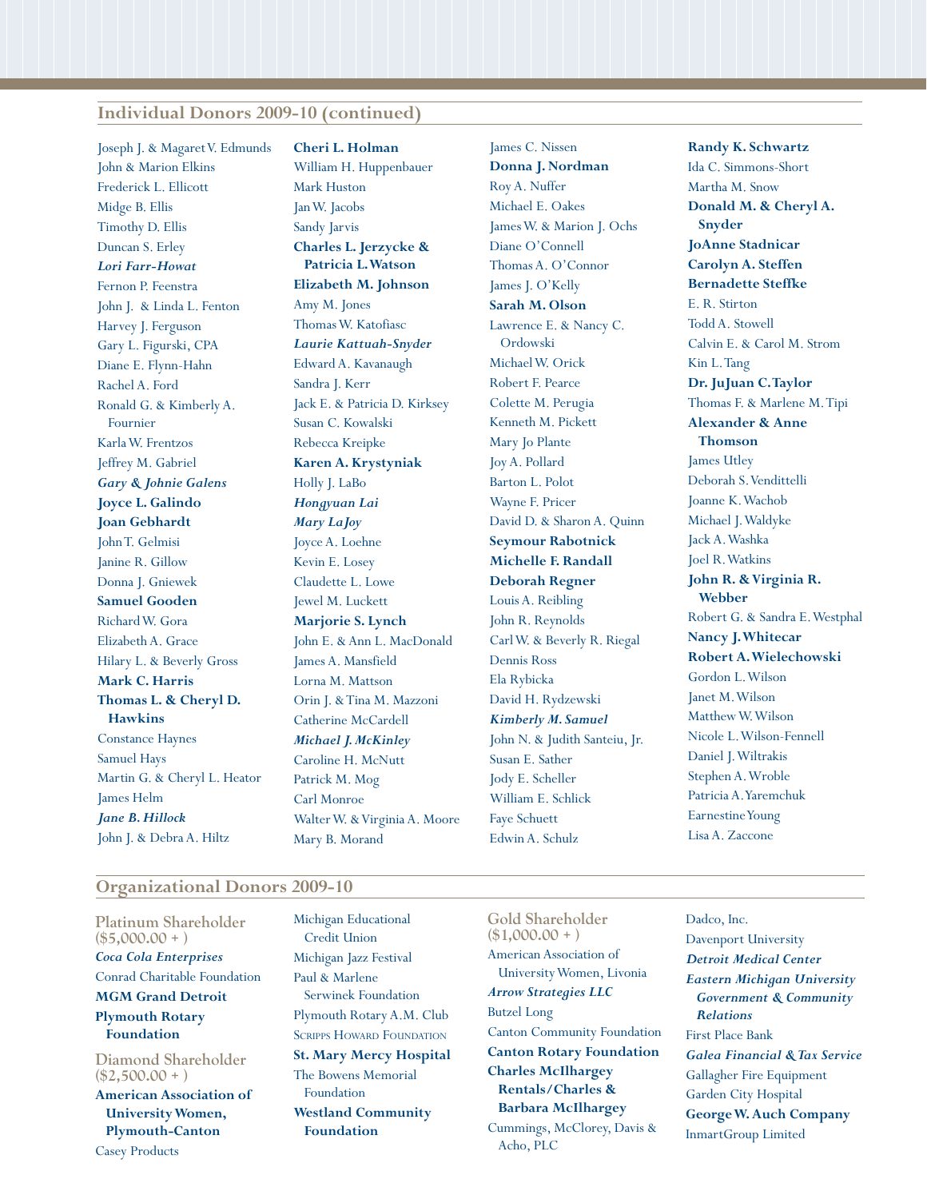## Individual Donors 2009-10 (continued)

Joseph J. & Magaret V. Edmunds
John & Marion Elkins
Frederick L. Ellicott
Midge B. Ellis
Timothy D. Ellis
Duncan S. Erley
***Lori Farr-Howat***
Fernon P. Feenstra
John J. & Linda L. Fenton
Harvey J. Ferguson
Gary L. Figurski, CPA
Diane E. Flynn-Hahn
Rachel A. Ford
Ronald G. & Kimberly A. Fournier
Karla W. Frentzos
Jeffrey M. Gabriel
***Gary & Johnie Galens***
**Joyce L. Galindo**
**Joan Gebhardt**
John T. Gelmisi
Janine R. Gillow
Donna J. Gniewek
**Samuel Gooden**
Richard W. Gora
Elizabeth A. Grace
Hilary L. & Beverly Gross
**Mark C. Harris**
**Thomas L. & Cheryl D. Hawkins**
Constance Haynes
Samuel Hays
Martin G. & Cheryl L. Heator
James Helm
***Jane B. Hillock***
John J. & Debra A. Hiltz
**Cheri L. Holman**
William H. Huppenbauer
Mark Huston
Jan W. Jacobs
Sandy Jarvis
**Charles L. Jerzycke & Patricia L. Watson**
**Elizabeth M. Johnson**
Amy M. Jones
Thomas W. Katofiasc
***Laurie Kattuah-Snyder***
Edward A. Kavanaugh
Sandra J. Kerr
Jack E. & Patricia D. Kirksey
Susan C. Kowalski
Rebecca Kreipke
**Karen A. Krystyniak**
Holly J. LaBo
***Hongyuan Lai***
***Mary LaJoy***
Joyce A. Loehne
Kevin E. Losey
Claudette L. Lowe
Jewel M. Luckett
**Marjorie S. Lynch**
John E. & Ann L. MacDonald
James A. Mansfield
Lorna M. Mattson
Orin J. & Tina M. Mazzoni
Catherine McCardell
***Michael J. McKinley***
Caroline H. McNutt
Patrick M. Mog
Carl Monroe
Walter W. & Virginia A. Moore
Mary B. Morand
James C. Nissen
**Donna J. Nordman**
Roy A. Nuffer
Michael E. Oakes
James W. & Marion J. Ochs
Diane O'Connell
Thomas A. O'Connor
James J. O'Kelly
**Sarah M. Olson**
Lawrence E. & Nancy C. Ordowski
Michael W. Orick
Robert F. Pearce
Colette M. Perugia
Kenneth M. Pickett
Mary Jo Plante
Joy A. Pollard
Barton L. Polot
Wayne F. Pricer
David D. & Sharon A. Quinn
**Seymour Rabotnick**
**Michelle F. Randall**
**Deborah Regner**
Louis A. Reibling
John R. Reynolds
Carl W. & Beverly R. Riegal
Dennis Ross
Ela Rybicka
David H. Rydzewski
***Kimberly M. Samuel***
John N. & Judith Santeiu, Jr.
Susan E. Sather
Jody E. Scheller
William E. Schlick
Faye Schuett
Edwin A. Schulz
**Randy K. Schwartz**
Ida C. Simmons-Short
Martha M. Snow
**Donald M. & Cheryl A. Snyder**
**JoAnne Stadnicar**
**Carolyn A. Steffen**
**Bernadette Steffke**
E. R. Stirton
Todd A. Stowell
Calvin E. & Carol M. Strom
Kin L. Tang
**Dr. JuJuan C. Taylor**
Thomas F. & Marlene M. Tipi
**Alexander & Anne Thomson**
James Utley
Deborah S. Vendittelli
Joanne K. Wachob
Michael J. Waldyke
Jack A. Washka
Joel R. Watkins
**John R. & Virginia R. Webber**
Robert G. & Sandra E. Westphal
**Nancy J. Whitecar**
**Robert A. Wielechowski**
Gordon L. Wilson
Janet M. Wilson
Matthew W. Wilson
Nicole L. Wilson-Fennell
Daniel J. Wiltrakis
Stephen A. Wroble
Patricia A. Yaremchuk
Earnestine Young
Lisa A. Zaccone

## Organizational Donors 2009-10

### Platinum Shareholder ($5,000.00 + )

***Coca Cola Enterprises***
Conrad Charitable Foundation
**MGM Grand Detroit**
**Plymouth Rotary Foundation**

### Diamond Shareholder ($2,500.00 + )

**American Association of University Women, Plymouth-Canton**
Casey Products
Michigan Educational Credit Union
Michigan Jazz Festival
Paul & Marlene Serwinek Foundation
Plymouth Rotary A.M. Club
Scripps Howard Foundation
**St. Mary Mercy Hospital**
The Bowens Memorial Foundation
**Westland Community Foundation**

### Gold Shareholder ($1,000.00 + )

American Association of University Women, Livonia
***Arrow Strategies LLC***
Butzel Long
Canton Community Foundation
**Canton Rotary Foundation**
**Charles McIlhargey Rentals/Charles & Barbara McIlhargey**
Cummings, McClorey, Davis & Acho, PLC
Dadco, Inc.
Davenport University
***Detroit Medical Center***
***Eastern Michigan University Government & Community Relations***
First Place Bank
***Galea Financial & Tax Service***
Gallagher Fire Equipment
Garden City Hospital
**George W. Auch Company**
InmartGroup Limited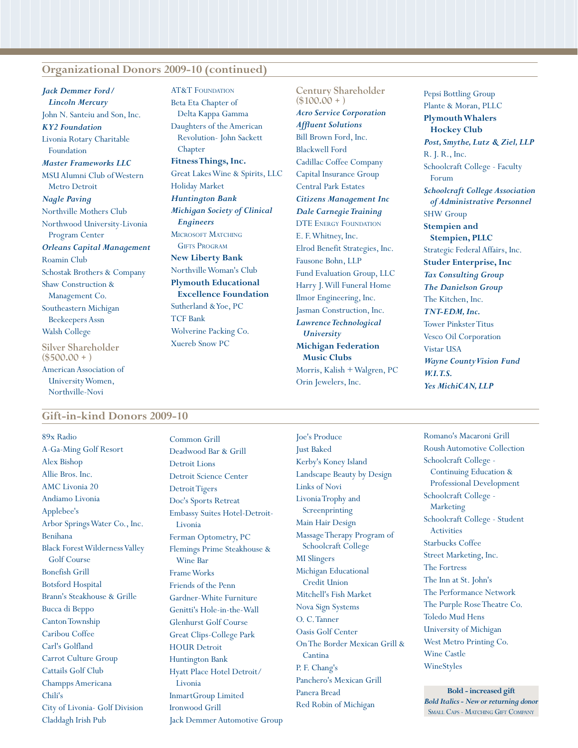## Organizational Donors 2009-10 (continued)

***Jack Demmer Ford/ Lincoln Mercury***
John N. Santeiu and Son, Inc.
***KY2 Foundation***
Livonia Rotary Charitable Foundation
***Master Frameworks LLC***
MSU Alumni Club of Western Metro Detroit
***Nagle Paving***
Northville Mothers Club
Northwood University-Livonia Program Center
***Orleans Capital Management***
Roamin Club
Schostak Brothers & Company
Shaw Construction & Management Co.
Southeastern Michigan Beekeepers Assn
Walsh College

### Silver Shareholder ($500.00 + )

American Association of University Women, Northville-Novi
AT&T FOUNDATION
Beta Eta Chapter of Delta Kappa Gamma
Daughters of the American Revolution- John Sackett Chapter
**Fitness Things, Inc.**
Great Lakes Wine & Spirits, LLC
Holiday Market
***Huntington Bank***
***Michigan Society of Clinical Engineers***
MICROSOFT MATCHING GIFTS PROGRAM
**New Liberty Bank**
Northville Woman's Club
**Plymouth Educational Excellence Foundation**
Sutherland & Yoe, PC
TCF Bank
Wolverine Packing Co.
Xuereb Snow PC

### Century Shareholder ($100.00 + )

***Acro Service Corporation***
***Affluent Solutions***
Bill Brown Ford, Inc.
Blackwell Ford
Cadillac Coffee Company
Capital Insurance Group
Central Park Estates
***Citizens Management Inc***
***Dale Carnegie Training***
DTE ENERGY FOUNDATION
E. F. Whitney, Inc.
Elrod Benefit Strategies, Inc.
Fausone Bohn, LLP
Fund Evaluation Group, LLC
Harry J. Will Funeral Home
Ilmor Engineering, Inc.
Jasman Construction, Inc.
***Lawrence Technological University***
**Michigan Federation Music Clubs**
Morris, Kalish + Walgren, PC
Orin Jewelers, Inc.
Pepsi Bottling Group
Plante & Moran, PLLC
**Plymouth Whalers Hockey Club**
***Post, Smythe, Lutz & Ziel, LLP***
R. J. R., Inc.
Schoolcraft College - Faculty Forum
***Schoolcraft College Association of Administrative Personnel***
SHW Group
**Stempien and Stempien, PLLC**
Strategic Federal Affairs, Inc.
**Studer Enterprise, Inc**
***Tax Consulting Group***
***The Danielson Group***
The Kitchen, Inc.
***TNT-EDM, Inc.***
Tower Pinkster Titus
Vesco Oil Corporation
Vistar USA
***Wayne County Vision Fund***
***W.I.T.S.***
***Yes MichiCAN, LLP***

## Gift-in-kind Donors 2009-10

89x Radio
A-Ga-Ming Golf Resort
Alex Bishop
Allie Bros. Inc.
AMC Livonia 20
Andiamo Livonia
Applebee's
Arbor Springs Water Co., Inc.
Benihana
Black Forest Wilderness Valley Golf Course
Bonefish Grill
Botsford Hospital
Brann's Steakhouse & Grille
Bucca di Beppo
Canton Township
Caribou Coffee
Carl's Golfland
Carrot Culture Group
Cattails Golf Club
Champps Americana
Chili's
City of Livonia- Golf Division
Claddagh Irish Pub
Common Grill
Deadwood Bar & Grill
Detroit Lions
Detroit Science Center
Detroit Tigers
Doc's Sports Retreat
Embassy Suites Hotel-Detroit-Livonia
Ferman Optometry, PC
Flemings Prime Steakhouse & Wine Bar
Frame Works
Friends of the Penn
Gardner-White Furniture
Genitti's Hole-in-the-Wall
Glenhurst Golf Course
Great Clips-College Park
HOUR Detroit
Huntington Bank
Hyatt Place Hotel Detroit/ Livonia
InmartGroup Limited
Ironwood Grill
Jack Demmer Automotive Group
Joe's Produce
Just Baked
Kerby's Koney Island
Landscape Beauty by Design
Links of Novi
Livonia Trophy and Screenprinting
Main Hair Design
Massage Therapy Program of Schoolcraft College
MI Slingers
Michigan Educational Credit Union
Mitchell's Fish Market
Nova Sign Systems
O. C. Tanner
Oasis Golf Center
On The Border Mexican Grill & Cantina
P. F. Chang's
Panchero's Mexican Grill
Panera Bread
Red Robin of Michigan
Romano's Macaroni Grill
Roush Automotive Collection
Schoolcraft College - Continuing Education & Professional Development
Schoolcraft College - Marketing
Schoolcraft College - Student Activities
Starbucks Coffee
Street Marketing, Inc.
The Fortress
The Inn at St. John's
The Performance Network
The Purple Rose Theatre Co.
Toledo Mud Hens
University of Michigan
West Metro Printing Co.
Wine Castle
WineStyles

**Bold - increased gift**
***Bold Italics - New or returning donor***
SMALL CAPS - MATCHING GIFT COMPANY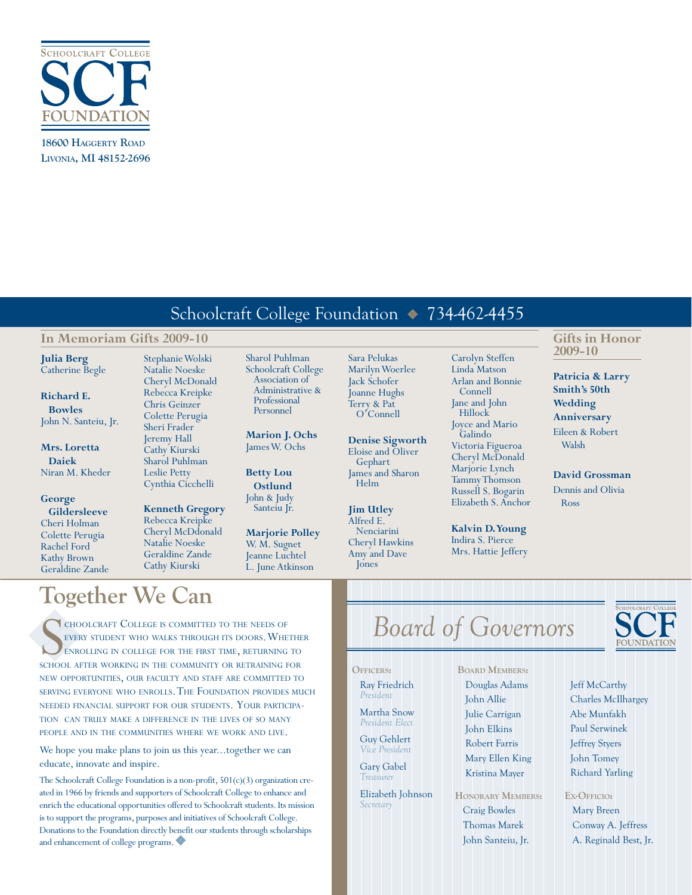Schoolcraft College

# SCF

Foundation

18600 Haggerty Road
Livonia, MI 48152-2696

## Schoolcraft College Foundation ◆ 734-462-4455

### In Memoriam Gifts 2009-10

**Julia Berg**
Catherine Begle

**Richard E. Bowles**
John N. Santeiu, Jr.

**Mrs. Loretta Daiek**
Niran M. Kheder

**George Gildersleeve**
Cheri Holman
Colette Perugia
Rachel Ford
Kathy Brown
Geraldine Zande
Stephanie Wolski
Natalie Noeske
Cheryl McDonald
Rebecca Kreipke
Chris Geinzer
Colette Perugia
Sheri Frader
Jeremy Hall
Cathy Kiurski
Sharol Puhlman
Leslie Petty
Cynthia Cicchelli

**Kenneth Gregory**
Rebecca Kreipke
Cheryl McDdonald
Natalie Noeske
Geraldine Zande
Cathy Kiurski
Sharol Puhlman
Schoolcraft College Association of Administrative & Professional Personnel

**Marion J. Ochs**
James W. Ochs

**Betty Lou Ostlund**
John & Judy Santeiu Jr.

**Marjorie Polley**
W. M. Sugnet
Jeanne Luchtel
L. June Atkinson
Sara Pelukas
Marilyn Woerlee
Jack Schofer
Joanne Hughs
Terry & Pat O'Connell

**Denise Sigworth**
Eloise and Oliver Gephart
James and Sharon Helm

**Jim Utley**
Alfred E. Nenciarini
Cheryl Hawkins
Amy and Dave Jones
Carolyn Steffen
Linda Matson
Arlan and Bonnie Connell
Jane and John Hillock
Joyce and Mario Galindo
Victoria Figueroa
Cheryl McDonald
Marjorie Lynch
Tammy Thomson
Russell S. Bogarin
Elizabeth S. Anchor

**Kalvin D. Young**
Indira S. Pierce
Mrs. Hattie Jeffery

### Gifts in Honor 2009-10

**Patricia & Larry Smith's 50th Wedding Anniversary**
Eileen & Robert Walsh

**David Grossman**
Dennis and Olivia Ross

## Together We Can

Schoolcraft College is committed to the needs of every student who walks through its doors. Whether enrolling in college for the first time, returning to school after working in the community or retraining for new opportunities, our faculty and staff are committed to serving everyone who enrolls. The Foundation provides much needed financial support for our students. Your participation can truly make a difference in the lives of so many people and in the communities where we work and live.

We hope you make plans to join us this year...together we can educate, innovate and inspire.

The Schoolcraft College Foundation is a non-profit, 501(c)(3) organization created in 1966 by friends and supporters of Schoolcraft College to enhance and enrich the educational opportunities offered to Schoolcraft students. Its mission is to support the programs, purposes and initiatives of Schoolcraft College. Donations to the Foundation directly benefit our students through scholarships and enhancement of college programs. ◆

## *Board of Governors*

Schoolcraft College SCF Foundation

**Officers:**

Ray Friedrich
*President*

Martha Snow
*President Elect*

Guy Gehlert
*Vice President*

Gary Gabel
*Treasurer*

Elizabeth Johnson
*Secretary*

**Board Members:**

Douglas Adams
John Allie
Julie Carrigan
John Elkins
Robert Farris
Mary Ellen King
Kristina Mayer
Jeff McCarthy
Charles McIlhargey
Abe Munfakh
Paul Serwinek
Jeffrey Styers
John Tomey
Richard Yarling

**Honorary Members:**

Craig Bowles
Thomas Marek
John Santeiu, Jr.

**Ex-Officio:**

Mary Breen
Conway A. Jeffress
A. Reginald Best, Jr.